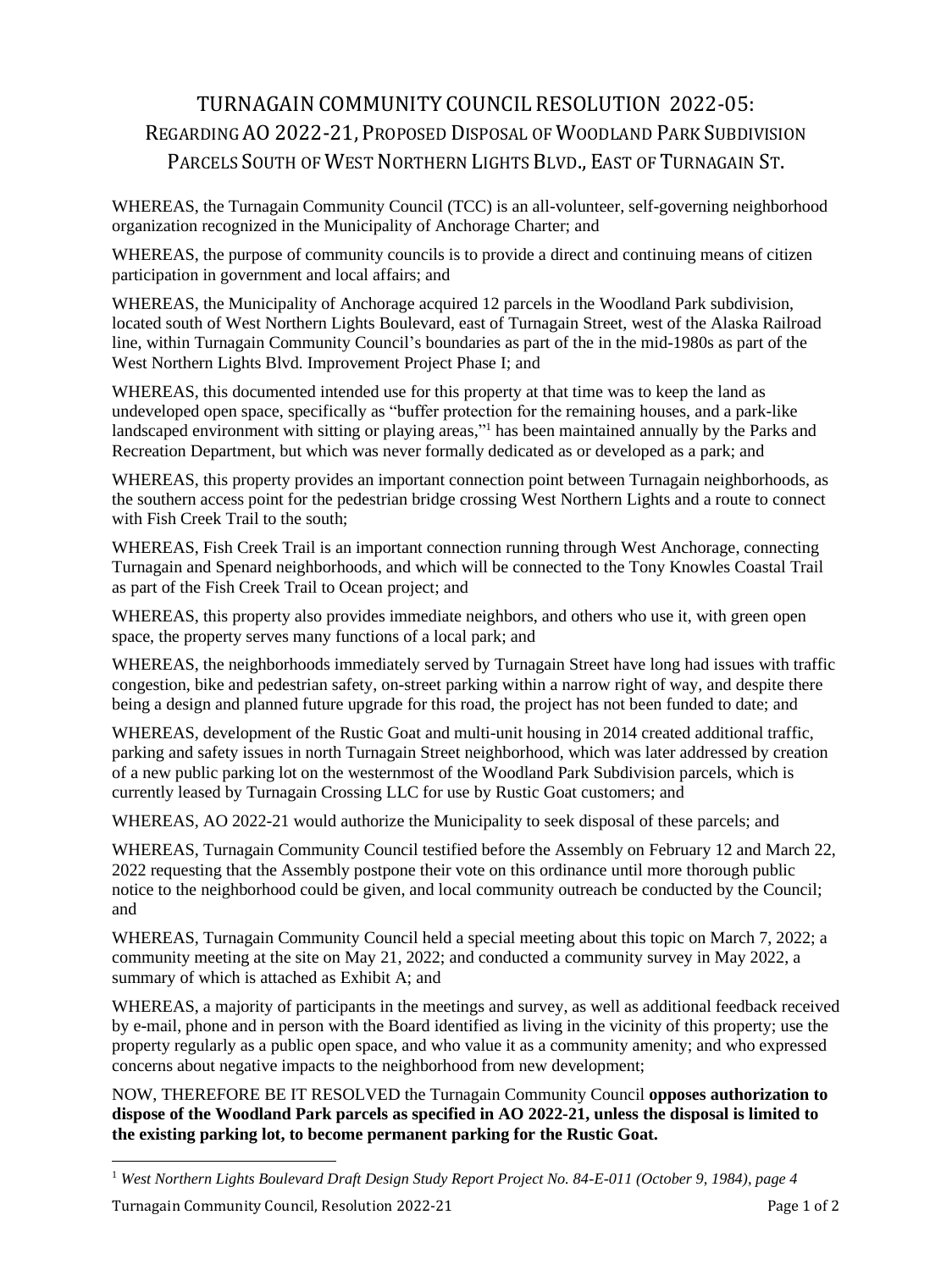# TURNAGAIN COMMUNITY COUNCIL RESOLUTION 2022-05: REGARDING AO 2022-21, PROPOSED DISPOSAL OF WOODLAND PARK SUBDIVISION PARCELS SOUTH OF WEST NORTHERN LIGHTS BLVD., EAST OF TURNAGAIN ST.

WHEREAS, the Turnagain Community Council (TCC) is an all-volunteer, self-governing neighborhood organization recognized in the Municipality of Anchorage Charter; and

WHEREAS, the purpose of community councils is to provide a direct and continuing means of citizen participation in government and local affairs; and

WHEREAS, the Municipality of Anchorage acquired 12 parcels in the Woodland Park subdivision, located south of West Northern Lights Boulevard, east of Turnagain Street, west of the Alaska Railroad line, within Turnagain Community Council's boundaries as part of the in the mid-1980s as part of the West Northern Lights Blvd. Improvement Project Phase I; and

WHEREAS, this documented intended use for this property at that time was to keep the land as undeveloped open space, specifically as "buffer protection for the remaining houses, and a park-like landscaped environment with sitting or playing areas,"[1] has been maintained annually by the Parks and Recreation Department, but which was never formally dedicated as or developed as a park; and

WHEREAS, this property provides an important connection point between Turnagain neighborhoods, as the southern access point for the pedestrian bridge crossing West Northern Lights and a route to connect with Fish Creek Trail to the south;

WHEREAS, Fish Creek Trail is an important connection running through West Anchorage, connecting Turnagain and Spenard neighborhoods, and which will be connected to the Tony Knowles Coastal Trail as part of the Fish Creek Trail to Ocean project; and

WHEREAS, this property also provides immediate neighbors, and others who use it, with green open space, the property serves many functions of a local park; and

WHEREAS, the neighborhoods immediately served by Turnagain Street have long had issues with traffic congestion, bike and pedestrian safety, on-street parking within a narrow right of way, and despite there being a design and planned future upgrade for this road, the project has not been funded to date; and

WHEREAS, development of the Rustic Goat and multi-unit housing in 2014 created additional traffic, parking and safety issues in north Turnagain Street neighborhood, which was later addressed by creation of a new public parking lot on the westernmost of the Woodland Park Subdivision parcels, which is currently leased by Turnagain Crossing LLC for use by Rustic Goat customers; and

WHEREAS, AO 2022-21 would authorize the Municipality to seek disposal of these parcels; and

WHEREAS, Turnagain Community Council testified before the Assembly on February 12 and March 22, 2022 requesting that the Assembly postpone their vote on this ordinance until more thorough public notice to the neighborhood could be given, and local community outreach be conducted by the Council; and

WHEREAS, Turnagain Community Council held a special meeting about this topic on March 7, 2022; a community meeting at the site on May 21, 2022; and conducted a community survey in May 2022, a summary of which is attached as Exhibit A; and

WHEREAS, a majority of participants in the meetings and survey, as well as additional feedback received by e-mail, phone and in person with the Board identified as living in the vicinity of this property; use the property regularly as a public open space, and who value it as a community amenity; and who expressed concerns about negative impacts to the neighborhood from new development;

NOW, THEREFORE BE IT RESOLVED the Turnagain Community Council **opposes authorization to dispose of the Woodland Park parcels as specified in AO 2022-21, unless the disposal is limited to the existing parking lot, to become permanent parking for the Rustic Goat.**

---

[1] *West Northern Lights Boulevard Draft Design Study Report Project No. 84-E-011 (October 9, 1984), page 4*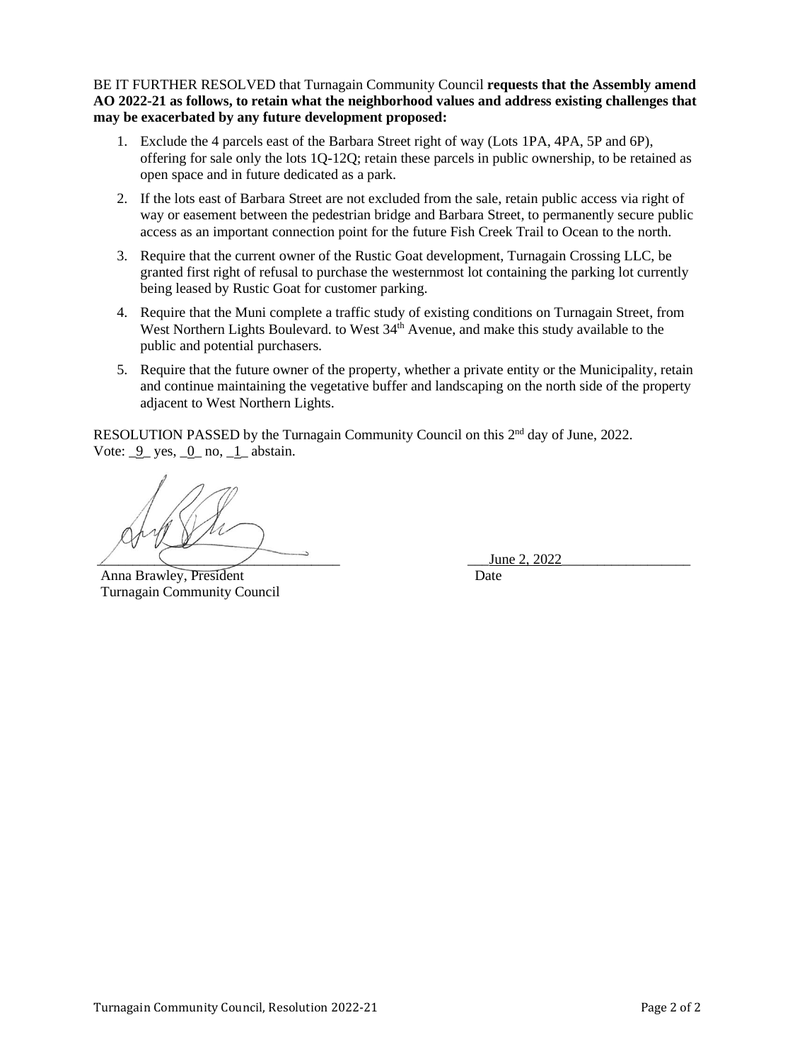BE IT FURTHER RESOLVED that Turnagain Community Council **requests that the Assembly amend AO 2022-21 as follows, to retain what the neighborhood values and address existing challenges that may be exacerbated by any future development proposed:**

1. Exclude the 4 parcels east of the Barbara Street right of way (Lots 1PA, 4PA, 5P and 6P), offering for sale only the lots 1Q-12Q; retain these parcels in public ownership, to be retained as open space and in future dedicated as a park.
2. If the lots east of Barbara Street are not excluded from the sale, retain public access via right of way or easement between the pedestrian bridge and Barbara Street, to permanently secure public access as an important connection point for the future Fish Creek Trail to Ocean to the north.
3. Require that the current owner of the Rustic Goat development, Turnagain Crossing LLC, be granted first right of refusal to purchase the westernmost lot containing the parking lot currently being leased by Rustic Goat for customer parking.
4. Require that the Muni complete a traffic study of existing conditions on Turnagain Street, from West Northern Lights Boulevard. to West 34th Avenue, and make this study available to the public and potential purchasers.
5. Require that the future owner of the property, whether a private entity or the Municipality, retain and continue maintaining the vegetative buffer and landscaping on the north side of the property adjacent to West Northern Lights.

RESOLUTION PASSED by the Turnagain Community Council on this 2nd day of June, 2022.
Vote: _9_ yes, _0_ no, _1_ abstain.

___________________________________ &nbsp;&nbsp;&nbsp;&nbsp; ___June 2, 2022___________________
Anna Brawley, President &nbsp;&nbsp;&nbsp;&nbsp; Date
Turnagain Community Council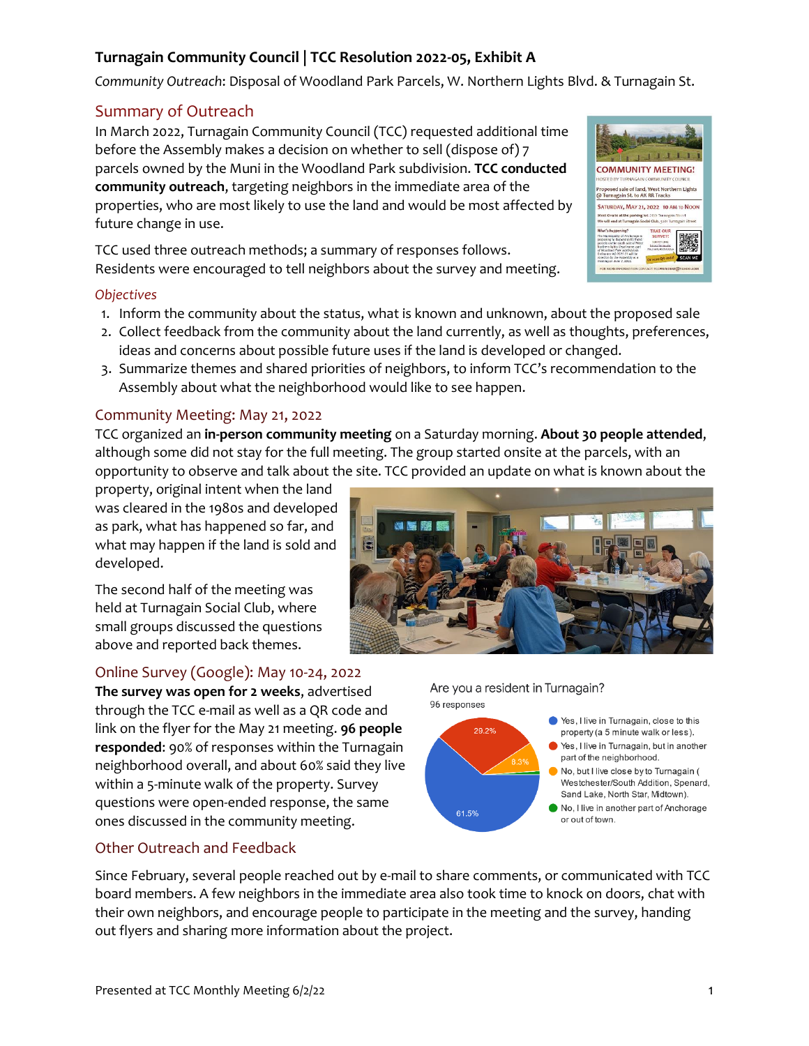# Turnagain Community Council | TCC Resolution 2022-05, Exhibit A

*Community Outreach*: Disposal of Woodland Park Parcels, W. Northern Lights Blvd. & Turnagain St.

## Summary of Outreach

In March 2022, Turnagain Community Council (TCC) requested additional time before the Assembly makes a decision on whether to sell (dispose of) 7 parcels owned by the Muni in the Woodland Park subdivision. **TCC conducted community outreach**, targeting neighbors in the immediate area of the properties, who are most likely to use the land and would be most affected by future change in use.

TCC used three outreach methods; a summary of responses follows. Residents were encouraged to tell neighbors about the survey and meeting.

### *Objectives*

1. Inform the community about the status, what is known and unknown, about the proposed sale
2. Collect feedback from the community about the land currently, as well as thoughts, preferences, ideas and concerns about possible future uses if the land is developed or changed.
3. Summarize themes and shared priorities of neighbors, to inform TCC's recommendation to the Assembly about what the neighborhood would like to see happen.

## Community Meeting: May 21, 2022

TCC organized an **in-person community meeting** on a Saturday morning. **About 30 people attended**, although some did not stay for the full meeting. The group started onsite at the parcels, with an opportunity to observe and talk about the site. TCC provided an update on what is known about the property, original intent when the land was cleared in the 1980s and developed as park, what has happened so far, and what may happen if the land is sold and developed.

The second half of the meeting was held at Turnagain Social Club, where small groups discussed the questions above and reported back themes.

## Online Survey (Google): May 10-24, 2022

**The survey was open for 2 weeks**, advertised through the TCC e-mail as well as a QR code and link on the flyer for the May 21 meeting. **96 people responded**: 90% of responses within the Turnagain neighborhood overall, and about 60% said they live within a 5-minute walk of the property. Survey questions were open-ended response, the same ones discussed in the community meeting.

Are you a resident in Turnagain?
96 responses

| Response | Percent |
|---|---|
| Yes, I live in Turnagain, close to this property (a 5 minute walk or less). | 61.5% |
| Yes, I live in Turnagain, but in another part of the neighborhood. | 29.2% |
| No, but I live close by to Turnagain (Westchester/South Addition, Spenard, Sand Lake, North Star, Midtown). | 8.3% |
| No, I live in another part of Anchorage or out of town. | |

## Other Outreach and Feedback

Since February, several people reached out by e-mail to share comments, or communicated with TCC board members. A few neighbors in the immediate area also took time to knock on doors, chat with their own neighbors, and encourage people to participate in the meeting and the survey, handing out flyers and sharing more information about the project.

Presented at TCC Monthly Meeting 6/2/22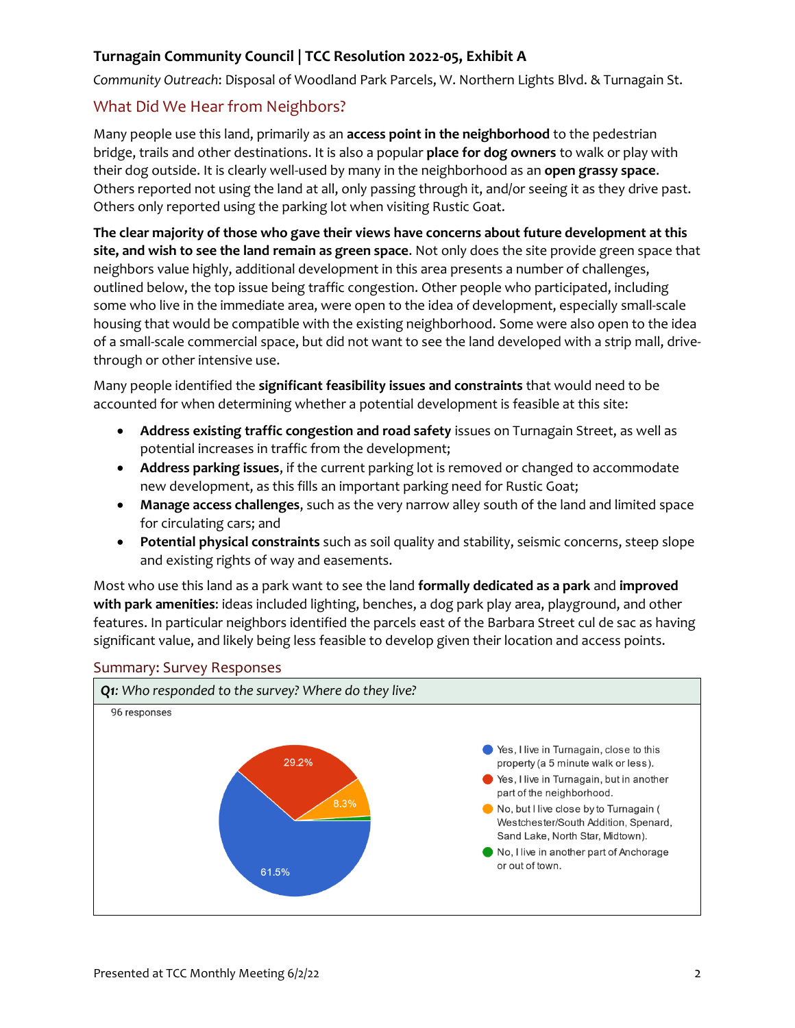## Turnagain Community Council | TCC Resolution 2022-05, Exhibit A

*Community Outreach*: Disposal of Woodland Park Parcels, W. Northern Lights Blvd. & Turnagain St.

### What Did We Hear from Neighbors?

Many people use this land, primarily as an **access point in the neighborhood** to the pedestrian bridge, trails and other destinations. It is also a popular **place for dog owners** to walk or play with their dog outside. It is clearly well-used by many in the neighborhood as an **open grassy space**. Others reported not using the land at all, only passing through it, and/or seeing it as they drive past. Others only reported using the parking lot when visiting Rustic Goat.

**The clear majority of those who gave their views have concerns about future development at this site, and wish to see the land remain as green space**. Not only does the site provide green space that neighbors value highly, additional development in this area presents a number of challenges, outlined below, the top issue being traffic congestion. Other people who participated, including some who live in the immediate area, were open to the idea of development, especially small-scale housing that would be compatible with the existing neighborhood. Some were also open to the idea of a small-scale commercial space, but did not want to see the land developed with a strip mall, drive-through or other intensive use.

Many people identified the **significant feasibility issues and constraints** that would need to be accounted for when determining whether a potential development is feasible at this site:

- **Address existing traffic congestion and road safety** issues on Turnagain Street, as well as potential increases in traffic from the development;
- **Address parking issues**, if the current parking lot is removed or changed to accommodate new development, as this fills an important parking need for Rustic Goat;
- **Manage access challenges**, such as the very narrow alley south of the land and limited space for circulating cars; and
- **Potential physical constraints** such as soil quality and stability, seismic concerns, steep slope and existing rights of way and easements.

Most who use this land as a park want to see the land **formally dedicated as a park** and **improved with park amenities**: ideas included lighting, benches, a dog park play area, playground, and other features. In particular neighbors identified the parcels east of the Barbara Street cul de sac as having significant value, and likely being less feasible to develop given their location and access points.

### Summary: Survey Responses

***Q1**: Who responded to the survey? Where do they live?*

96 responses

- Yes, I live in Turnagain, close to this property (a 5 minute walk or less). — 61.5%
- Yes, I live in Turnagain, but in another part of the neighborhood. — 29.2%
- No, but I live close by to Turnagain ( Westchester/South Addition, Spenard, Sand Lake, North Star, Midtown). — 8.3%
- No, I live in another part of Anchorage or out of town.

Presented at TCC Monthly Meeting 6/2/22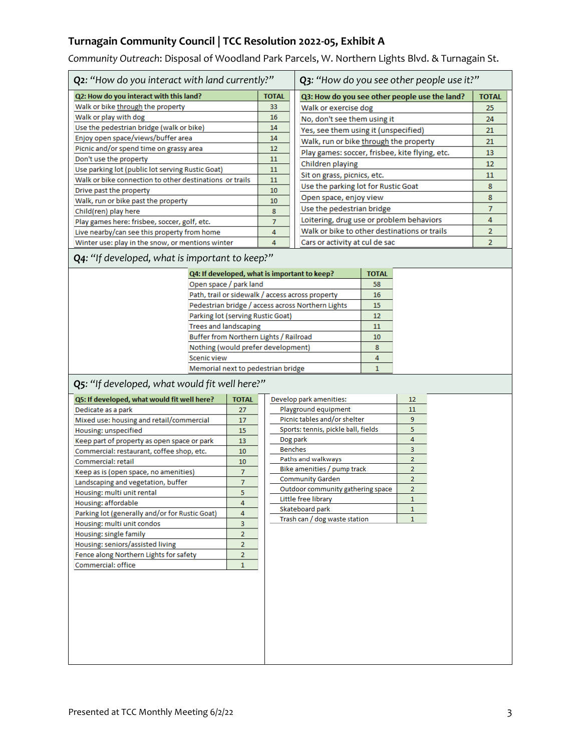## Turnagain Community Council | TCC Resolution 2022-05, Exhibit A

*Community Outreach*: Disposal of Woodland Park Parcels, W. Northern Lights Blvd. & Turnagain St.

### Q2: *"How do you interact with land currently?"*

| Q2: How do you interact with this land? | TOTAL |
|---|---|
| Walk or bike through the property | 33 |
| Walk or play with dog | 16 |
| Use the pedestrian bridge (walk or bike) | 14 |
| Enjoy open space/views/buffer area | 14 |
| Picnic and/or spend time on grassy area | 12 |
| Don't use the property | 11 |
| Use parking lot (public lot serving Rustic Goat) | 11 |
| Walk or bike connection to other destinations or trails | 11 |
| Drive past the property | 10 |
| Walk, run or bike past the property | 10 |
| Child(ren) play here | 8 |
| Play games here: frisbee, soccer, golf, etc. | 7 |
| Live nearby/can see this property from home | 4 |
| Winter use: play in the snow, or mentions winter | 4 |

### Q3: *"How do you see other people use it?"*

| Q3: How do you see other people use the land? | TOTAL |
|---|---|
| Walk or exercise dog | 25 |
| No, don't see them using it | 24 |
| Yes, see them using it (unspecified) | 21 |
| Walk, run or bike through the property | 21 |
| Play games: soccer, frisbee, kite flying, etc. | 13 |
| Children playing | 12 |
| Sit on grass, picnics, etc. | 11 |
| Use the parking lot for Rustic Goat | 8 |
| Open space, enjoy view | 8 |
| Use the pedestrian bridge | 7 |
| Loitering, drug use or problem behaviors | 4 |
| Walk or bike to other destinations or trails | 2 |
| Cars or activity at cul de sac | 2 |

### Q4: *"If developed, what is important to keep?"*

| Q4: If developed, what is important to keep? | TOTAL |
|---|---|
| Open space / park land | 58 |
| Path, trail or sidewalk / access across property | 16 |
| Pedestrian bridge / access across Northern Lights | 15 |
| Parking lot (serving Rustic Goat) | 12 |
| Trees and landscaping | 11 |
| Buffer from Northern Lights / Railroad | 10 |
| Nothing (would prefer development) | 8 |
| Scenic view | 4 |
| Memorial next to pedestrian bridge | 1 |

### Q5: *"If developed, what would fit well here?"*

| Q5: If developed, what would fit well here? | TOTAL |
|---|---|
| Dedicate as a park | 27 |
| Mixed use: housing and retail/commercial | 17 |
| Housing: unspecified | 15 |
| Keep part of property as open space or park | 13 |
| Commercial: restaurant, coffee shop, etc. | 10 |
| Commercial: retail | 10 |
| Keep as is (open space, no amenities) | 7 |
| Landscaping and vegetation, buffer | 7 |
| Housing: multi unit rental | 5 |
| Housing: affordable | 4 |
| Parking lot (generally and/or for Rustic Goat) | 4 |
| Housing: multi unit condos | 3 |
| Housing: single family | 2 |
| Housing: seniors/assisted living | 2 |
| Fence along Northern Lights for safety | 2 |
| Commercial: office | 1 |

| Develop park amenities: | 12 |
|---|---|
| Playground equipment | 11 |
| Picnic tables and/or shelter | 9 |
| Sports: tennis, pickle ball, fields | 5 |
| Dog park | 4 |
| Benches | 3 |
| Paths and walkways | 2 |
| Bike amenities / pump track | 2 |
| Community Garden | 2 |
| Outdoor community gathering space | 2 |
| Little free library | 1 |
| Skateboard park | 1 |
| Trash can / dog waste station | 1 |

Presented at TCC Monthly Meeting 6/2/22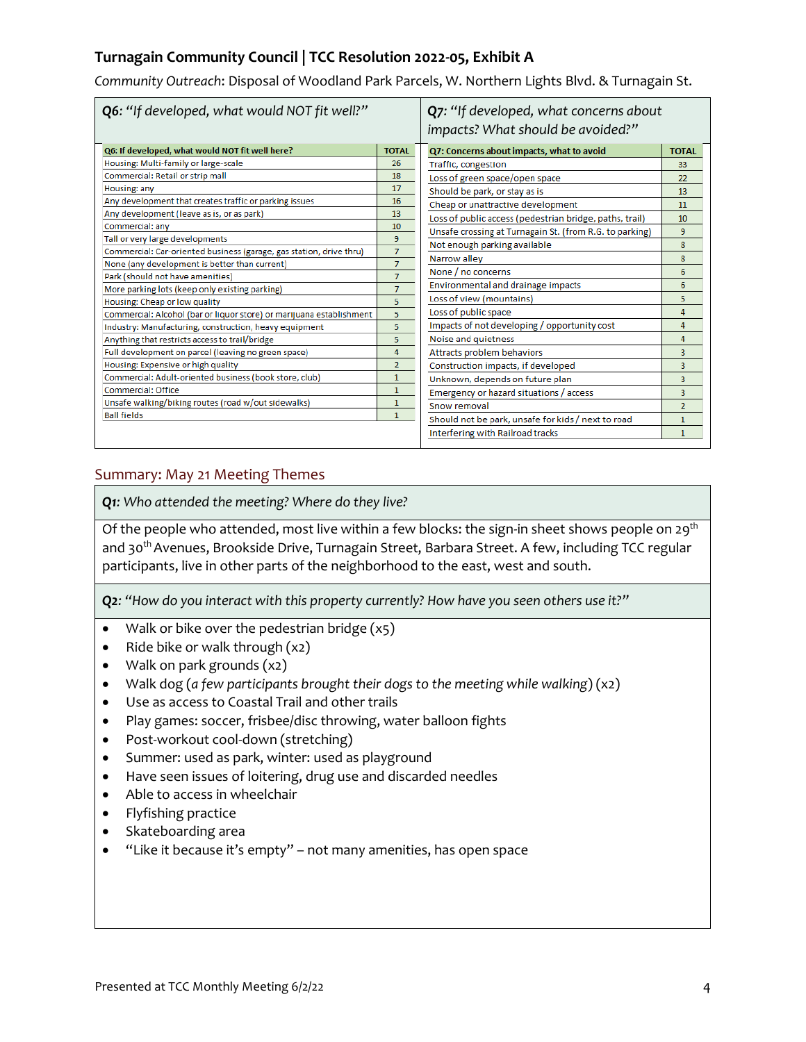## Turnagain Community Council | TCC Resolution 2022-05, Exhibit A

*Community Outreach*: Disposal of Woodland Park Parcels, W. Northern Lights Blvd. & Turnagain St.

**Q6**: *"If developed, what would NOT fit well?"*

| Q6: If developed, what would NOT fit well here? | TOTAL |
|---|---|
| Housing: Multi-family or large-scale | 26 |
| Commercial: Retail or strip mall | 18 |
| Housing: any | 17 |
| Any development that creates traffic or parking issues | 16 |
| Any development (leave as is, or as park) | 13 |
| Commercial: any | 10 |
| Tall or very large developments | 9 |
| Commercial: Car-oriented business (garage, gas station, drive thru) | 7 |
| None (any development is better than current) | 7 |
| Park (should not have amenities) | 7 |
| More parking lots (keep only existing parking) | 7 |
| Housing: Cheap or low quality | 5 |
| Commercial: Alcohol (bar or liquor store) or marijuana establishment | 5 |
| Industry: Manufacturing, construction, heavy equipment | 5 |
| Anything that restricts access to trail/bridge | 5 |
| Full development on parcel (leaving no green space) | 4 |
| Housing: Expensive or high quality | 2 |
| Commercial: Adult-oriented business (book store, club) | 1 |
| Commercial: Office | 1 |
| Unsafe walking/biking routes (road w/out sidewalks) | 1 |
| Ball fields | 1 |

**Q7**: *"If developed, what concerns about impacts? What should be avoided?"*

| Q7: Concerns about impacts, what to avoid | TOTAL |
|---|---|
| Traffic, congestion | 33 |
| Loss of green space/open space | 22 |
| Should be park, or stay as is | 13 |
| Cheap or unattractive development | 11 |
| Loss of public access (pedestrian bridge, paths, trail) | 10 |
| Unsafe crossing at Turnagain St. (from R.G. to parking) | 9 |
| Not enough parking available | 8 |
| Narrow alley | 8 |
| None / no concerns | 6 |
| Environmental and drainage impacts | 6 |
| Loss of view (mountains) | 5 |
| Loss of public space | 4 |
| Impacts of not developing / opportunity cost | 4 |
| Noise and quietness | 4 |
| Attracts problem behaviors | 3 |
| Construction impacts, if developed | 3 |
| Unknown, depends on future plan | 3 |
| Emergency or hazard situations / access | 3 |
| Snow removal | 2 |
| Should not be park, unsafe for kids / next to road | 1 |
| Interfering with Railroad tracks | 1 |

## Summary: May 21 Meeting Themes

**Q1**: *Who attended the meeting? Where do they live?*

Of the people who attended, most live within a few blocks: the sign-in sheet shows people on 29th and 30th Avenues, Brookside Drive, Turnagain Street, Barbara Street. A few, including TCC regular participants, live in other parts of the neighborhood to the east, west and south.

**Q2**: *"How do you interact with this property currently? How have you seen others use it?"*

- Walk or bike over the pedestrian bridge (x5)
- Ride bike or walk through (x2)
- Walk on park grounds (x2)
- Walk dog (*a few participants brought their dogs to the meeting while walking*) (x2)
- Use as access to Coastal Trail and other trails
- Play games: soccer, frisbee/disc throwing, water balloon fights
- Post-workout cool-down (stretching)
- Summer: used as park, winter: used as playground
- Have seen issues of loitering, drug use and discarded needles
- Able to access in wheelchair
- Flyfishing practice
- Skateboarding area
- "Like it because it's empty" – not many amenities, has open space

Presented at TCC Monthly Meeting 6/2/22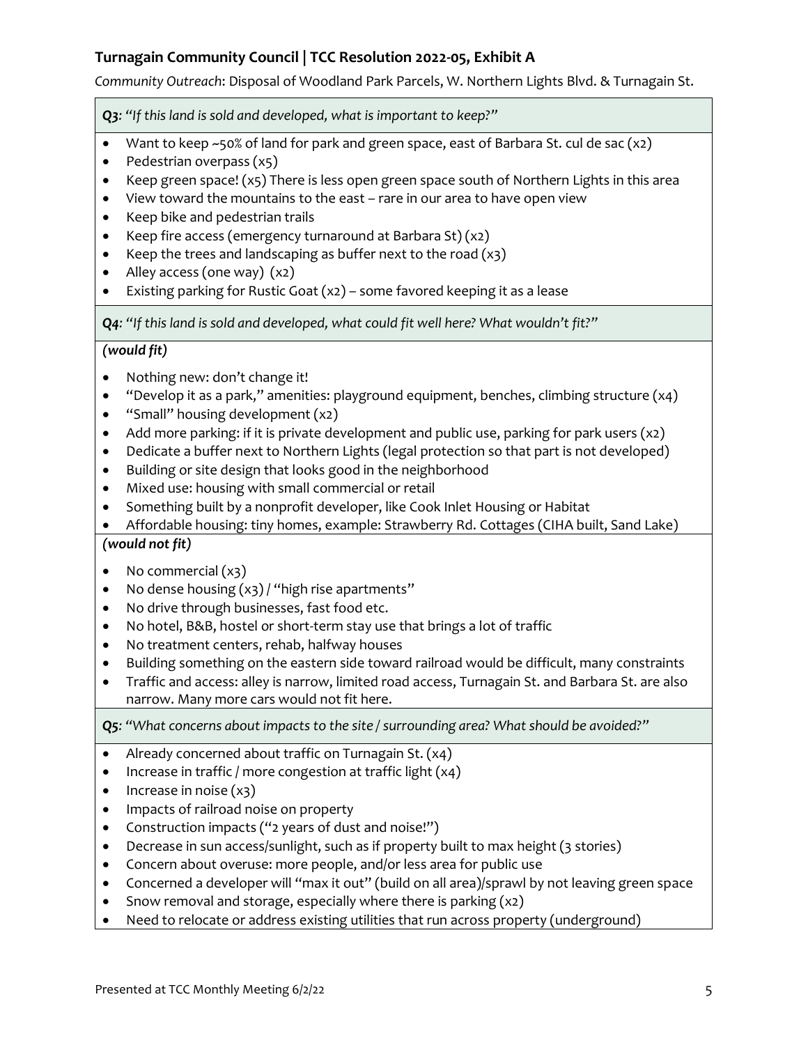## Turnagain Community Council | TCC Resolution 2022-05, Exhibit A

*Community Outreach*: Disposal of Woodland Park Parcels, W. Northern Lights Blvd. & Turnagain St.

***Q3**: "If this land is sold and developed, what is important to keep?"*

- Want to keep ~50% of land for park and green space, east of Barbara St. cul de sac (x2)
- Pedestrian overpass (x5)
- Keep green space! (x5) There is less open green space south of Northern Lights in this area
- View toward the mountains to the east – rare in our area to have open view
- Keep bike and pedestrian trails
- Keep fire access (emergency turnaround at Barbara St) (x2)
- Keep the trees and landscaping as buffer next to the road (x3)
- Alley access (one way) (x2)
- Existing parking for Rustic Goat (x2) – some favored keeping it as a lease

***Q4**: "If this land is sold and developed, what could fit well here? What wouldn't fit?"*

***(would fit)***

- Nothing new: don't change it!
- "Develop it as a park," amenities: playground equipment, benches, climbing structure (x4)
- "Small" housing development (x2)
- Add more parking: if it is private development and public use, parking for park users (x2)
- Dedicate a buffer next to Northern Lights (legal protection so that part is not developed)
- Building or site design that looks good in the neighborhood
- Mixed use: housing with small commercial or retail
- Something built by a nonprofit developer, like Cook Inlet Housing or Habitat
- Affordable housing: tiny homes, example: Strawberry Rd. Cottages (CIHA built, Sand Lake)

***(would not fit)***

- No commercial (x3)
- No dense housing (x3) / "high rise apartments"
- No drive through businesses, fast food etc.
- No hotel, B&B, hostel or short-term stay use that brings a lot of traffic
- No treatment centers, rehab, halfway houses
- Building something on the eastern side toward railroad would be difficult, many constraints
- Traffic and access: alley is narrow, limited road access, Turnagain St. and Barbara St. are also narrow. Many more cars would not fit here.

***Q5**: "What concerns about impacts to the site / surrounding area? What should be avoided?"*

- Already concerned about traffic on Turnagain St. (x4)
- Increase in traffic / more congestion at traffic light (x4)
- Increase in noise (x3)
- Impacts of railroad noise on property
- Construction impacts ("2 years of dust and noise!")
- Decrease in sun access/sunlight, such as if property built to max height (3 stories)
- Concern about overuse: more people, and/or less area for public use
- Concerned a developer will "max it out" (build on all area)/sprawl by not leaving green space
- Snow removal and storage, especially where there is parking (x2)
- Need to relocate or address existing utilities that run across property (underground)

Presented at TCC Monthly Meeting 6/2/22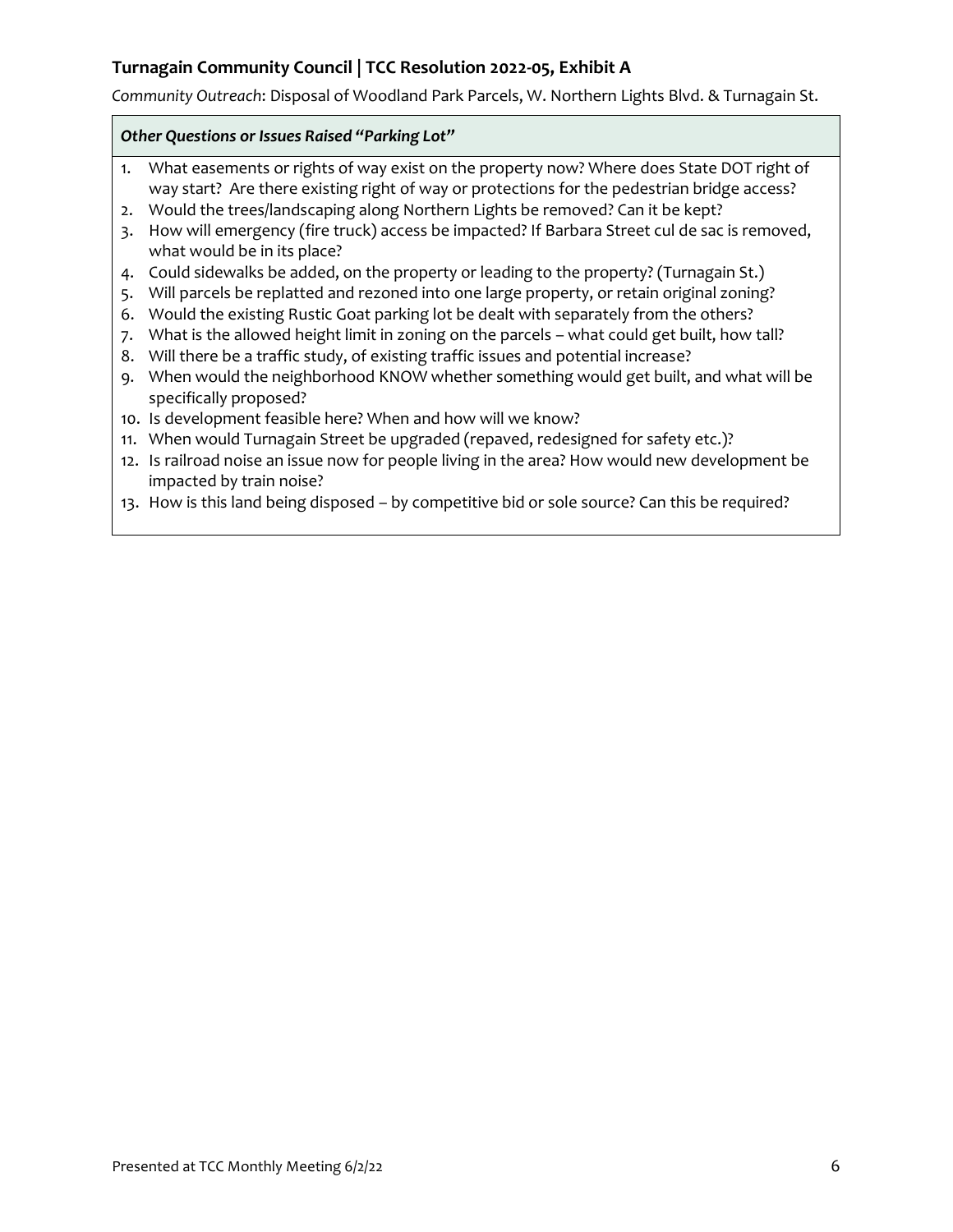## Turnagain Community Council | TCC Resolution 2022-05, Exhibit A

*Community Outreach*: Disposal of Woodland Park Parcels, W. Northern Lights Blvd. & Turnagain St.

### *Other Questions or Issues Raised "Parking Lot"*

1. What easements or rights of way exist on the property now? Where does State DOT right of way start? Are there existing right of way or protections for the pedestrian bridge access?
2. Would the trees/landscaping along Northern Lights be removed? Can it be kept?
3. How will emergency (fire truck) access be impacted? If Barbara Street cul de sac is removed, what would be in its place?
4. Could sidewalks be added, on the property or leading to the property? (Turnagain St.)
5. Will parcels be replatted and rezoned into one large property, or retain original zoning?
6. Would the existing Rustic Goat parking lot be dealt with separately from the others?
7. What is the allowed height limit in zoning on the parcels – what could get built, how tall?
8. Will there be a traffic study, of existing traffic issues and potential increase?
9. When would the neighborhood KNOW whether something would get built, and what will be specifically proposed?
10. Is development feasible here? When and how will we know?
11. When would Turnagain Street be upgraded (repaved, redesigned for safety etc.)?
12. Is railroad noise an issue now for people living in the area? How would new development be impacted by train noise?
13. How is this land being disposed – by competitive bid or sole source? Can this be required?

Presented at TCC Monthly Meeting 6/2/22